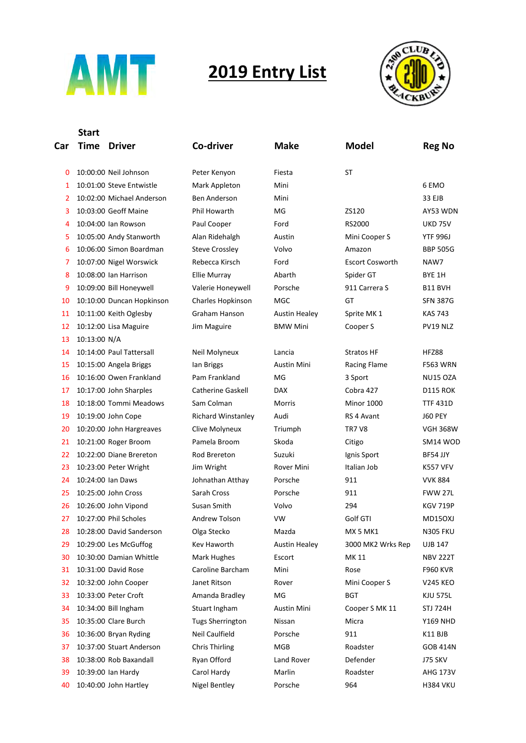AMT

# 2019 Entry List

| Car | Start Time | Driver | Co-driver | Make | Model | Reg No |
|---|---|---|---|---|---|---|
| 0 | 10:00:00 | Neil Johnson | Peter Kenyon | Fiesta | ST | |
| 1 | 10:01:00 | Steve Entwistle | Mark Appleton | Mini | | 6 EMO |
| 2 | 10:02:00 | Michael Anderson | Ben Anderson | Mini | | 33 EJB |
| 3 | 10:03:00 | Geoff Maine | Phil Howarth | MG | ZS120 | AY53 WDN |
| 4 | 10:04:00 | Ian Rowson | Paul Cooper | Ford | RS2000 | UKD 75V |
| 5 | 10:05:00 | Andy Stanworth | Alan Ridehalgh | Austin | Mini Cooper S | YTF 996J |
| 6 | 10:06:00 | Simon Boardman | Steve Crossley | Volvo | Amazon | BBP 505G |
| 7 | 10:07:00 | Nigel Worswick | Rebecca Kirsch | Ford | Escort Cosworth | NAW7 |
| 8 | 10:08:00 | Ian Harrison | Ellie Murray | Abarth | Spider GT | BYE 1H |
| 9 | 10:09:00 | Bill Honeywell | Valerie Honeywell | Porsche | 911 Carrera S | B11 BVH |
| 10 | 10:10:00 | Duncan Hopkinson | Charles Hopkinson | MGC | GT | SFN 387G |
| 11 | 10:11:00 | Keith Oglesby | Graham Hanson | Austin Healey | Sprite MK 1 | KAS 743 |
| 12 | 10:12:00 | Lisa Maguire | Jim Maguire | BMW Mini | Cooper S | PV19 NLZ |
| 13 | 10:13:00 | N/A | | | | |
| 14 | 10:14:00 | Paul Tattersall | Neil Molyneux | Lancia | Stratos HF | HFZ88 |
| 15 | 10:15:00 | Angela Briggs | Ian Briggs | Austin Mini | Racing Flame | F563 WRN |
| 16 | 10:16:00 | Owen Frankland | Pam Frankland | MG | 3 Sport | NU15 OZA |
| 17 | 10:17:00 | John Sharples | Catherine Gaskell | DAX | Cobra 427 | D115 ROK |
| 18 | 10:18:00 | Tommi Meadows | Sam Colman | Morris | Minor 1000 | TTF 431D |
| 19 | 10:19:00 | John Cope | Richard Winstanley | Audi | RS 4 Avant | J60 PEY |
| 20 | 10:20:00 | John Hargreaves | Clive Molyneux | Triumph | TR7 V8 | VGH 368W |
| 21 | 10:21:00 | Roger Broom | Pamela Broom | Skoda | Citigo | SM14 WOD |
| 22 | 10:22:00 | Diane Brereton | Rod Brereton | Suzuki | Ignis Sport | BF54 JJY |
| 23 | 10:23:00 | Peter Wright | Jim Wright | Rover Mini | Italian Job | K557 VFV |
| 24 | 10:24:00 | Ian Daws | Johnathan Atthay | Porsche | 911 | VVK 884 |
| 25 | 10:25:00 | John Cross | Sarah Cross | Porsche | 911 | FWW 27L |
| 26 | 10:26:00 | John Vipond | Susan Smith | Volvo | 294 | KGV 719P |
| 27 | 10:27:00 | Phil Scholes | Andrew Tolson | VW | Golf GTI | MD15OXJ |
| 28 | 10:28:00 | David Sanderson | Olga Stecko | Mazda | MX 5 MK1 | N305 FKU |
| 29 | 10:29:00 | Les McGuffog | Kev Haworth | Austin Healey | 3000 MK2 Wrks Rep | UJB 147 |
| 30 | 10:30:00 | Damian Whittle | Mark Hughes | Escort | MK 11 | NBV 222T |
| 31 | 10:31:00 | David Rose | Caroline Barcham | Mini | Rose | F960 KVR |
| 32 | 10:32:00 | John Cooper | Janet Ritson | Rover | Mini Cooper S | V245 KEO |
| 33 | 10:33:00 | Peter Croft | Amanda Bradley | MG | BGT | KJU 575L |
| 34 | 10:34:00 | Bill Ingham | Stuart Ingham | Austin Mini | Cooper S MK 11 | STJ 724H |
| 35 | 10:35:00 | Clare Burch | Tugs Sherrington | Nissan | Micra | Y169 NHD |
| 36 | 10:36:00 | Bryan Ryding | Neil Caulfield | Porsche | 911 | K11 BJB |
| 37 | 10:37:00 | Stuart Anderson | Chris Thirling | MGB | Roadster | GOB 414N |
| 38 | 10:38:00 | Rob Baxandall | Ryan Offord | Land Rover | Defender | J75 SKV |
| 39 | 10:39:00 | Ian Hardy | Carol Hardy | Marlin | Roadster | AHG 173V |
| 40 | 10:40:00 | John Hartley | Nigel Bentley | Porsche | 964 | H384 VKU |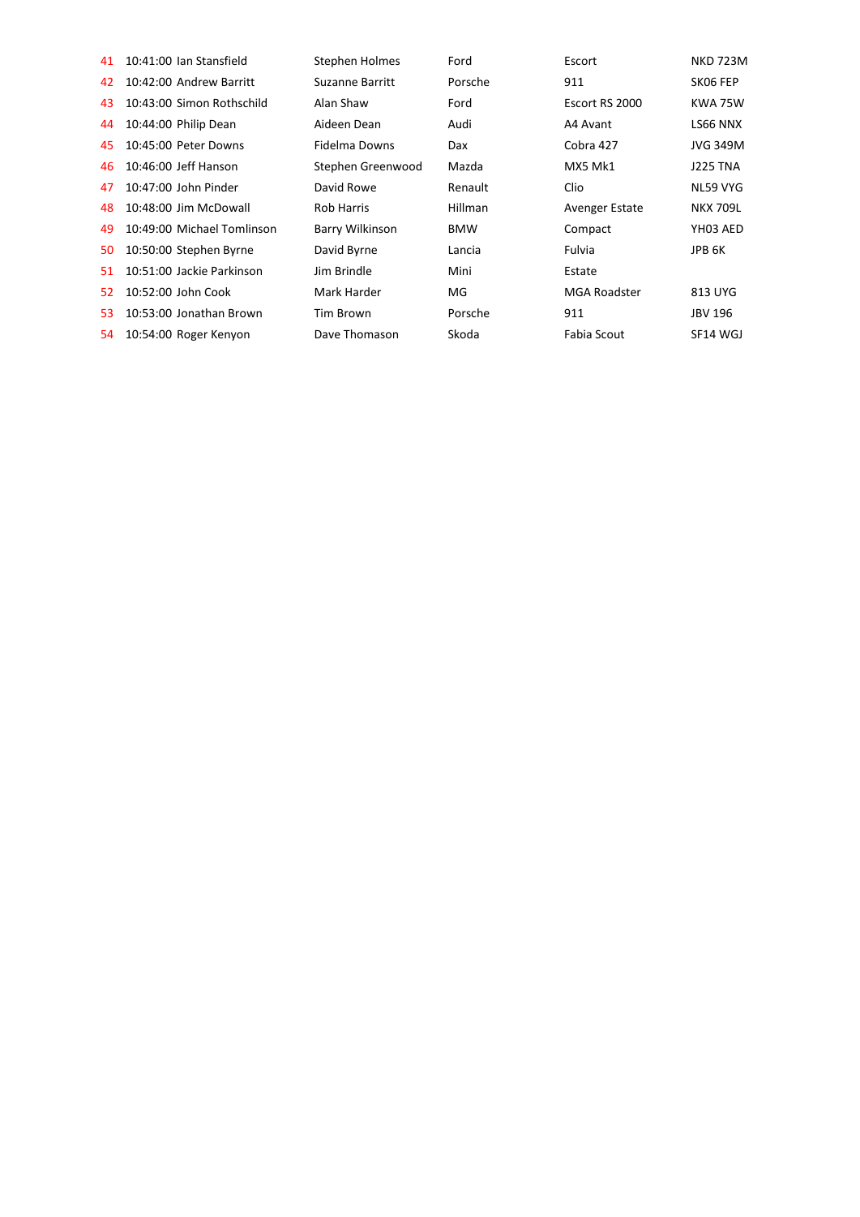| | | | | | | |
|---|---|---|---|---|---|---|
| 41 | 10:41:00 | Ian Stansfield | Stephen Holmes | Ford | Escort | NKD 723M |
| 42 | 10:42:00 | Andrew Barritt | Suzanne Barritt | Porsche | 911 | SK06 FEP |
| 43 | 10:43:00 | Simon Rothschild | Alan Shaw | Ford | Escort RS 2000 | KWA 75W |
| 44 | 10:44:00 | Philip Dean | Aideen Dean | Audi | A4 Avant | LS66 NNX |
| 45 | 10:45:00 | Peter Downs | Fidelma Downs | Dax | Cobra 427 | JVG 349M |
| 46 | 10:46:00 | Jeff Hanson | Stephen Greenwood | Mazda | MX5 Mk1 | J225 TNA |
| 47 | 10:47:00 | John Pinder | David Rowe | Renault | Clio | NL59 VYG |
| 48 | 10:48:00 | Jim McDowall | Rob Harris | Hillman | Avenger Estate | NKX 709L |
| 49 | 10:49:00 | Michael Tomlinson | Barry Wilkinson | BMW | Compact | YH03 AED |
| 50 | 10:50:00 | Stephen Byrne | David Byrne | Lancia | Fulvia | JPB 6K |
| 51 | 10:51:00 | Jackie Parkinson | Jim Brindle | Mini | Estate | |
| 52 | 10:52:00 | John Cook | Mark Harder | MG | MGA Roadster | 813 UYG |
| 53 | 10:53:00 | Jonathan Brown | Tim Brown | Porsche | 911 | JBV 196 |
| 54 | 10:54:00 | Roger Kenyon | Dave Thomason | Skoda | Fabia Scout | SF14 WGJ |